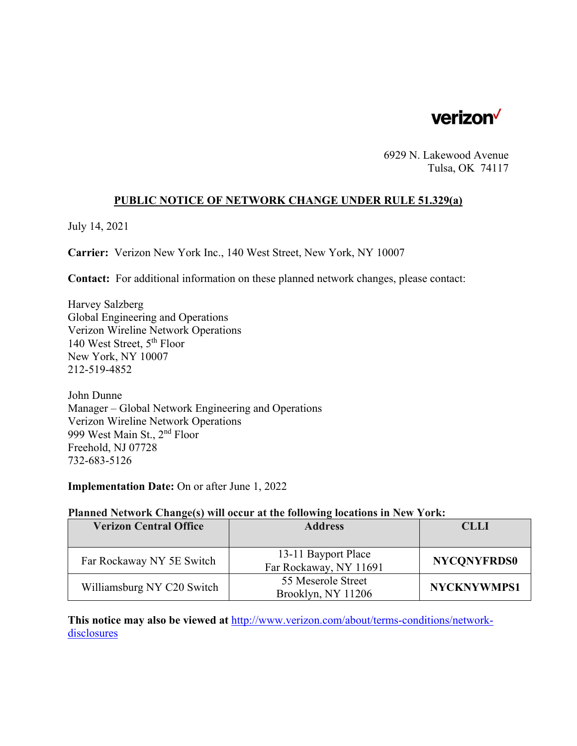verizon✓

6929 N. Lakewood Avenue
Tulsa, OK 74117

## PUBLIC NOTICE OF NETWORK CHANGE UNDER RULE 51.329(a)

July 14, 2021

**Carrier:** Verizon New York Inc., 140 West Street, New York, NY 10007

**Contact:** For additional information on these planned network changes, please contact:

Harvey Salzberg
Global Engineering and Operations
Verizon Wireline Network Operations
140 West Street, 5th Floor
New York, NY 10007
212-519-4852

John Dunne
Manager – Global Network Engineering and Operations
Verizon Wireline Network Operations
999 West Main St., 2nd Floor
Freehold, NJ 07728
732-683-5126

**Implementation Date:** On or after June 1, 2022

**Planned Network Change(s) will occur at the following locations in New York:**

| Verizon Central Office | Address | CLLI |
|---|---|---|
| Far Rockaway NY 5E Switch | 13-11 Bayport Place<br>Far Rockaway, NY 11691 | **NYCQNYFRDS0** |
| Williamsburg NY C20 Switch | 55 Meserole Street<br>Brooklyn, NY 11206 | **NYCKNYWMPS1** |

**This notice may also be viewed at** [http://www.verizon.com/about/terms-conditions/network-disclosures](http://www.verizon.com/about/terms-conditions/network-disclosures)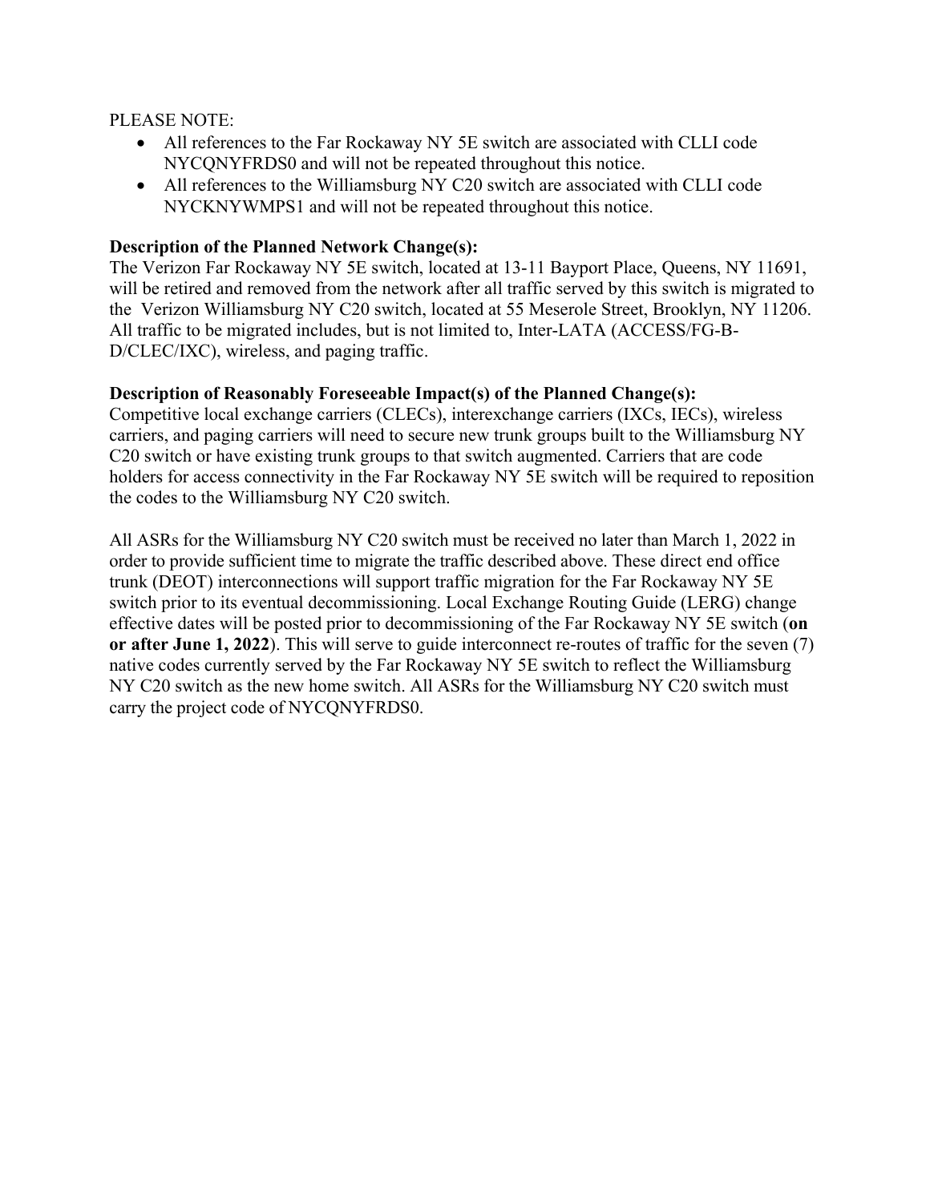PLEASE NOTE:

- All references to the Far Rockaway NY 5E switch are associated with CLLI code NYCQNYFRDS0 and will not be repeated throughout this notice.
- All references to the Williamsburg NY C20 switch are associated with CLLI code NYCKNYWMPS1 and will not be repeated throughout this notice.

**Description of the Planned Network Change(s):**
The Verizon Far Rockaway NY 5E switch, located at 13-11 Bayport Place, Queens, NY 11691, will be retired and removed from the network after all traffic served by this switch is migrated to the Verizon Williamsburg NY C20 switch, located at 55 Meserole Street, Brooklyn, NY 11206. All traffic to be migrated includes, but is not limited to, Inter-LATA (ACCESS/FG-B-D/CLEC/IXC), wireless, and paging traffic.

**Description of Reasonably Foreseeable Impact(s) of the Planned Change(s):**
Competitive local exchange carriers (CLECs), interexchange carriers (IXCs, IECs), wireless carriers, and paging carriers will need to secure new trunk groups built to the Williamsburg NY C20 switch or have existing trunk groups to that switch augmented. Carriers that are code holders for access connectivity in the Far Rockaway NY 5E switch will be required to reposition the codes to the Williamsburg NY C20 switch.

All ASRs for the Williamsburg NY C20 switch must be received no later than March 1, 2022 in order to provide sufficient time to migrate the traffic described above. These direct end office trunk (DEOT) interconnections will support traffic migration for the Far Rockaway NY 5E switch prior to its eventual decommissioning. Local Exchange Routing Guide (LERG) change effective dates will be posted prior to decommissioning of the Far Rockaway NY 5E switch (**on or after June 1, 2022**). This will serve to guide interconnect re-routes of traffic for the seven (7) native codes currently served by the Far Rockaway NY 5E switch to reflect the Williamsburg NY C20 switch as the new home switch. All ASRs for the Williamsburg NY C20 switch must carry the project code of NYCQNYFRDS0.